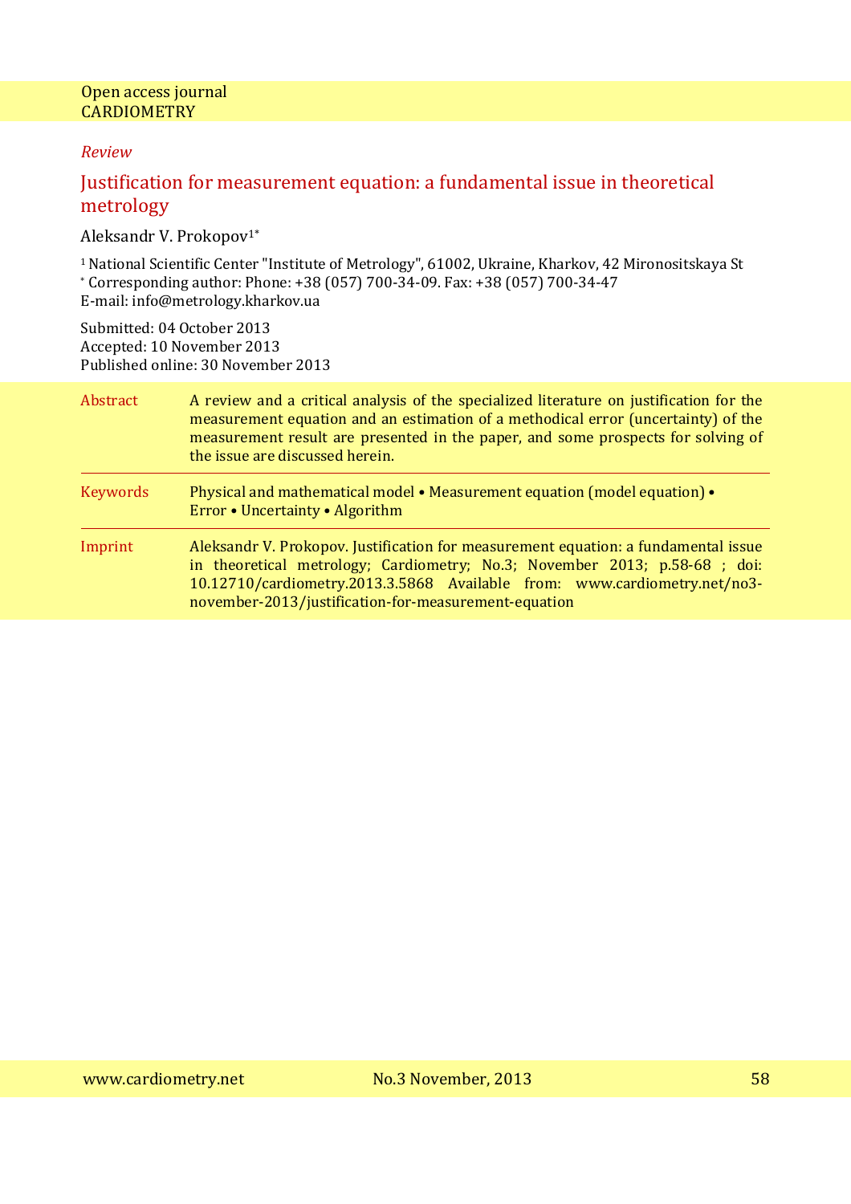Open access journal
CARDIOMETRY

*Review*

# Justification for measurement equation: a fundamental issue in theoretical metrology

Aleksandr V. Prokopov[1*]

[1] National Scientific Center "Institute of Metrology", 61002, Ukraine, Kharkov, 42 Mironositskaya St
[*] Corresponding author: Phone: +38 (057) 700-34-09. Fax: +38 (057) 700-34-47
E-mail: info@metrology.kharkov.ua

Submitted: 04 October 2013
Accepted: 10 November 2013
Published online: 30 November 2013

**Abstract** A review and a critical analysis of the specialized literature on justification for the measurement equation and an estimation of a methodical error (uncertainty) of the measurement result are presented in the paper, and some prospects for solving of the issue are discussed herein.

**Keywords** Physical and mathematical model • Measurement equation (model equation) • Error • Uncertainty • Algorithm

**Imprint** Aleksandr V. Prokopov. Justification for measurement equation: a fundamental issue in theoretical metrology; Cardiometry; No.3; November 2013; p.58-68 ; doi: 10.12710/cardiometry.2013.3.5868 Available from: www.cardiometry.net/no3-november-2013/justification-for-measurement-equation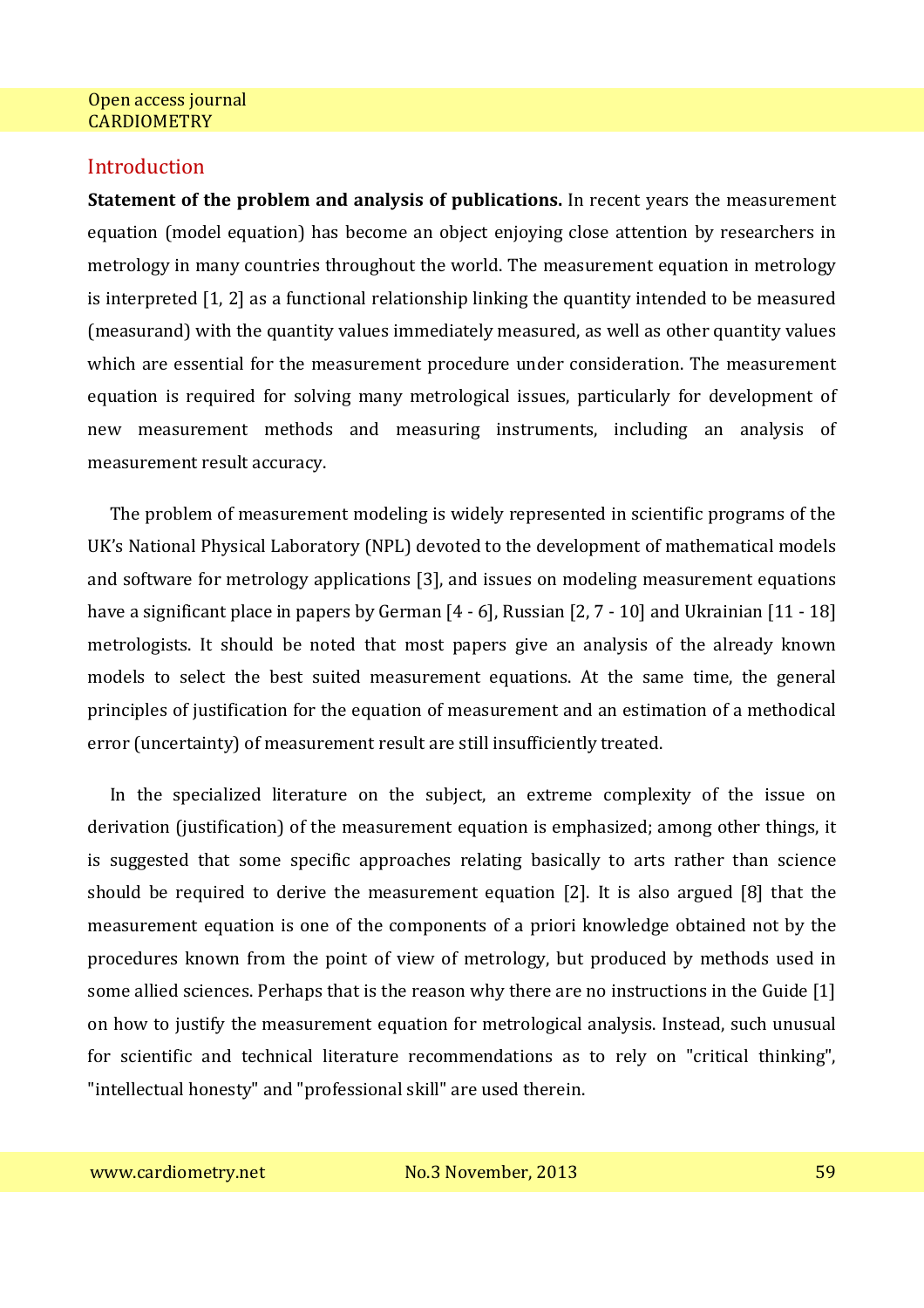## Introduction

**Statement of the problem and analysis of publications.** In recent years the measurement equation (model equation) has become an object enjoying close attention by researchers in metrology in many countries throughout the world. The measurement equation in metrology is interpreted [1, 2] as a functional relationship linking the quantity intended to be measured (measurand) with the quantity values immediately measured, as well as other quantity values which are essential for the measurement procedure under consideration. The measurement equation is required for solving many metrological issues, particularly for development of new measurement methods and measuring instruments, including an analysis of measurement result accuracy.

The problem of measurement modeling is widely represented in scientific programs of the UK's National Physical Laboratory (NPL) devoted to the development of mathematical models and software for metrology applications [3], and issues on modeling measurement equations have a significant place in papers by German [4 - 6], Russian [2, 7 - 10] and Ukrainian [11 - 18] metrologists. It should be noted that most papers give an analysis of the already known models to select the best suited measurement equations. At the same time, the general principles of justification for the equation of measurement and an estimation of a methodical error (uncertainty) of measurement result are still insufficiently treated.

In the specialized literature on the subject, an extreme complexity of the issue on derivation (justification) of the measurement equation is emphasized; among other things, it is suggested that some specific approaches relating basically to arts rather than science should be required to derive the measurement equation [2]. It is also argued [8] that the measurement equation is one of the components of a priori knowledge obtained not by the procedures known from the point of view of metrology, but produced by methods used in some allied sciences. Perhaps that is the reason why there are no instructions in the Guide [1] on how to justify the measurement equation for metrological analysis. Instead, such unusual for scientific and technical literature recommendations as to rely on "critical thinking", "intellectual honesty" and "professional skill" are used therein.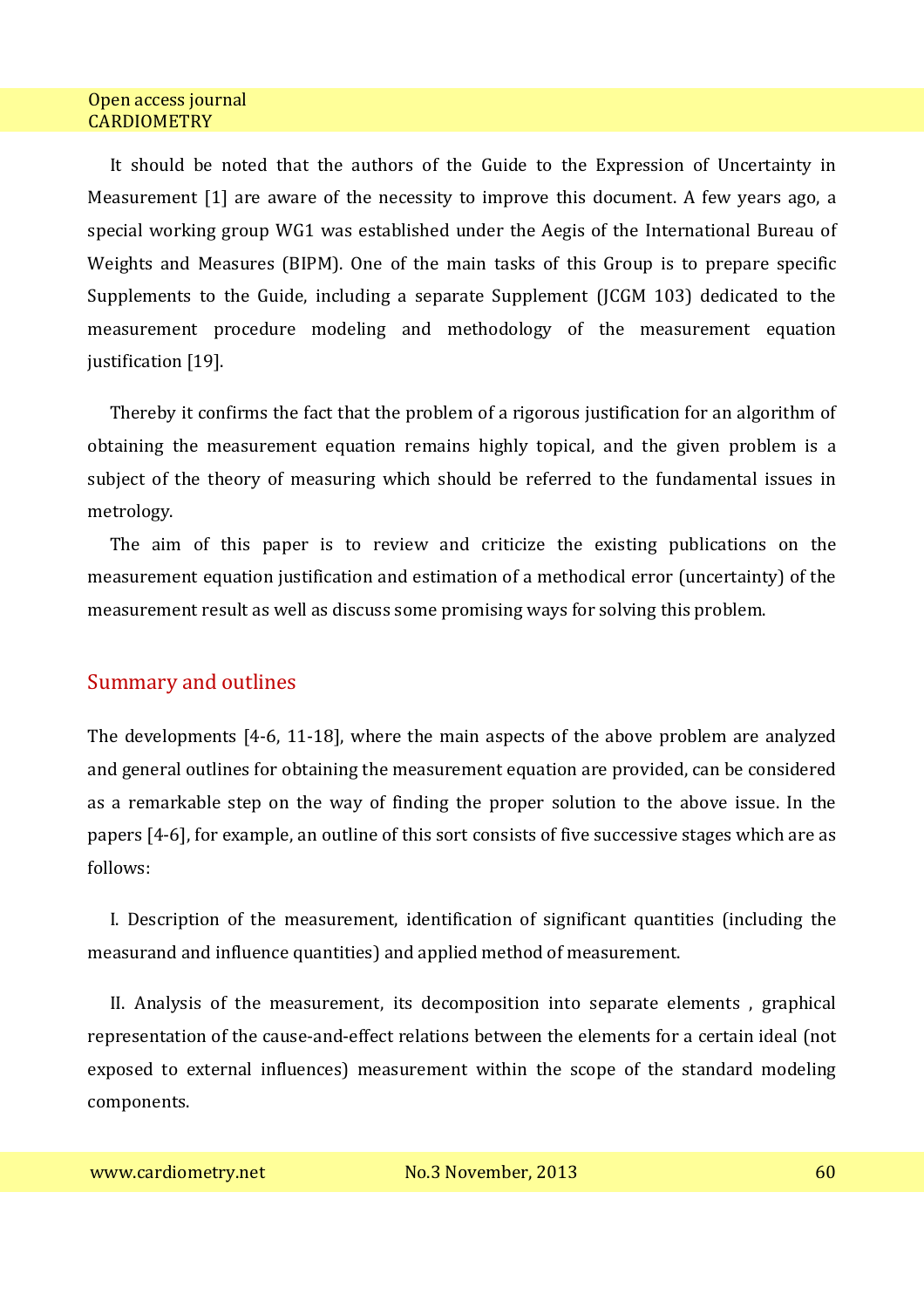It should be noted that the authors of the Guide to the Expression of Uncertainty in Measurement [1] are aware of the necessity to improve this document. A few years ago, a special working group WG1 was established under the Aegis of the International Bureau of Weights and Measures (BIPM). One of the main tasks of this Group is to prepare specific Supplements to the Guide, including a separate Supplement (JCGM 103) dedicated to the measurement procedure modeling and methodology of the measurement equation justification [19].

Thereby it confirms the fact that the problem of a rigorous justification for an algorithm of obtaining the measurement equation remains highly topical, and the given problem is a subject of the theory of measuring which should be referred to the fundamental issues in metrology.

The aim of this paper is to review and criticize the existing publications on the measurement equation justification and estimation of a methodical error (uncertainty) of the measurement result as well as discuss some promising ways for solving this problem.

## Summary and outlines

The developments [4-6, 11-18], where the main aspects of the above problem are analyzed and general outlines for obtaining the measurement equation are provided, can be considered as a remarkable step on the way of finding the proper solution to the above issue. In the papers [4-6], for example, an outline of this sort consists of five successive stages which are as follows:

I. Description of the measurement, identification of significant quantities (including the measurand and influence quantities) and applied method of measurement.

II. Analysis of the measurement, its decomposition into separate elements , graphical representation of the cause-and-effect relations between the elements for a certain ideal (not exposed to external influences) measurement within the scope of the standard modeling components.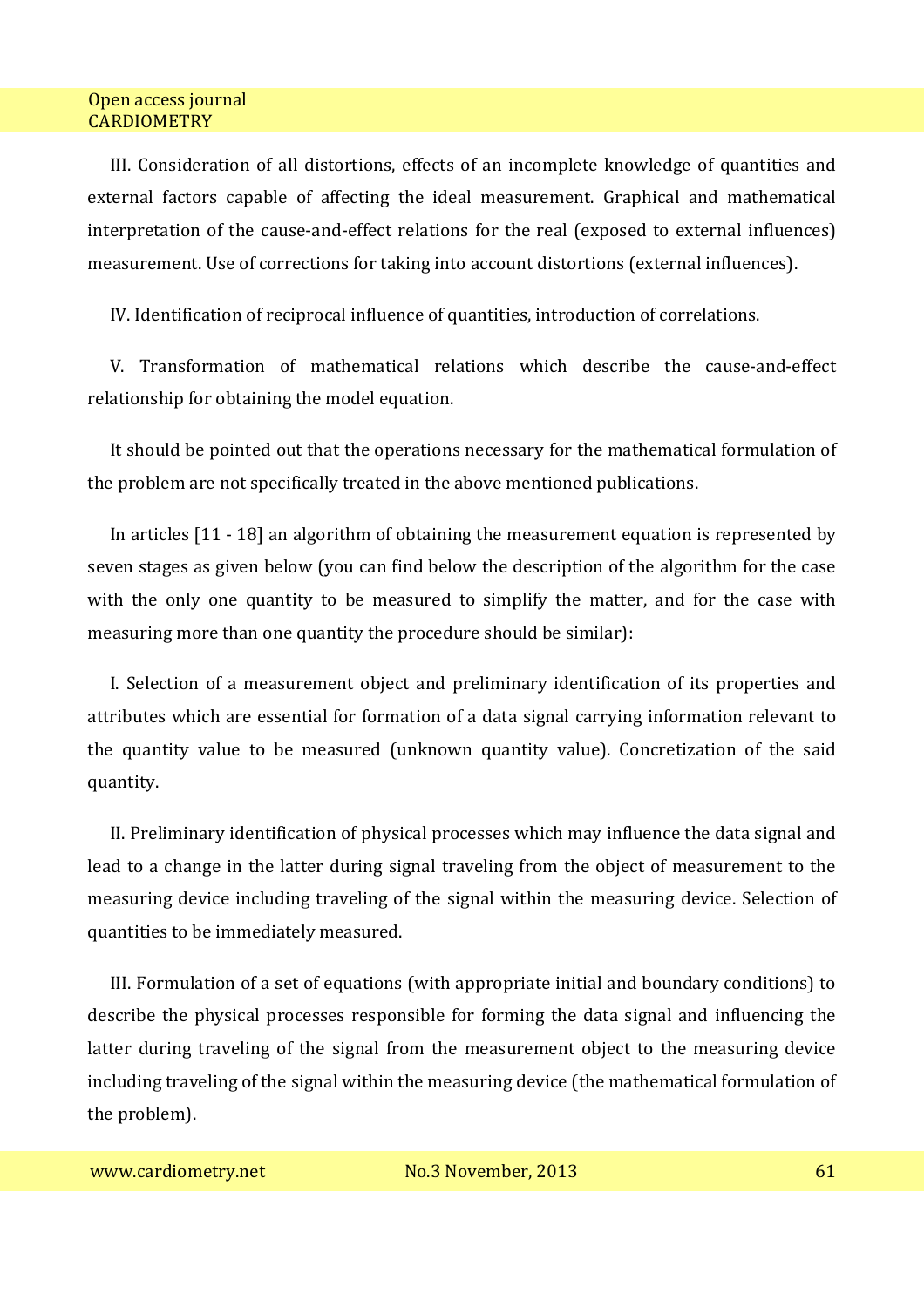III. Consideration of all distortions, effects of an incomplete knowledge of quantities and external factors capable of affecting the ideal measurement. Graphical and mathematical interpretation of the cause-and-effect relations for the real (exposed to external influences) measurement. Use of corrections for taking into account distortions (external influences).

IV. Identification of reciprocal influence of quantities, introduction of correlations.

V. Transformation of mathematical relations which describe the cause-and-effect relationship for obtaining the model equation.

It should be pointed out that the operations necessary for the mathematical formulation of the problem are not specifically treated in the above mentioned publications.

In articles [11 - 18] an algorithm of obtaining the measurement equation is represented by seven stages as given below (you can find below the description of the algorithm for the case with the only one quantity to be measured to simplify the matter, and for the case with measuring more than one quantity the procedure should be similar):

I. Selection of a measurement object and preliminary identification of its properties and attributes which are essential for formation of a data signal carrying information relevant to the quantity value to be measured (unknown quantity value). Concretization of the said quantity.

II. Preliminary identification of physical processes which may influence the data signal and lead to a change in the latter during signal traveling from the object of measurement to the measuring device including traveling of the signal within the measuring device. Selection of quantities to be immediately measured.

III. Formulation of a set of equations (with appropriate initial and boundary conditions) to describe the physical processes responsible for forming the data signal and influencing the latter during traveling of the signal from the measurement object to the measuring device including traveling of the signal within the measuring device (the mathematical formulation of the problem).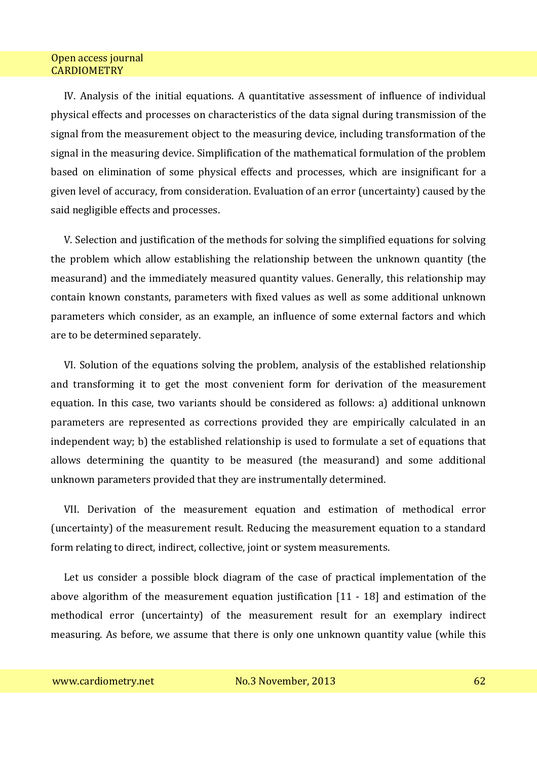IV. Analysis of the initial equations. A quantitative assessment of influence of individual physical effects and processes on characteristics of the data signal during transmission of the signal from the measurement object to the measuring device, including transformation of the signal in the measuring device. Simplification of the mathematical formulation of the problem based on elimination of some physical effects and processes, which are insignificant for a given level of accuracy, from consideration. Evaluation of an error (uncertainty) caused by the said negligible effects and processes.

V. Selection and justification of the methods for solving the simplified equations for solving the problem which allow establishing the relationship between the unknown quantity (the measurand) and the immediately measured quantity values. Generally, this relationship may contain known constants, parameters with fixed values as well as some additional unknown parameters which consider, as an example, an influence of some external factors and which are to be determined separately.

VI. Solution of the equations solving the problem, analysis of the established relationship and transforming it to get the most convenient form for derivation of the measurement equation. In this case, two variants should be considered as follows: a) additional unknown parameters are represented as corrections provided they are empirically calculated in an independent way; b) the established relationship is used to formulate a set of equations that allows determining the quantity to be measured (the measurand) and some additional unknown parameters provided that they are instrumentally determined.

VII. Derivation of the measurement equation and estimation of methodical error (uncertainty) of the measurement result. Reducing the measurement equation to a standard form relating to direct, indirect, collective, joint or system measurements.

Let us consider a possible block diagram of the case of practical implementation of the above algorithm of the measurement equation justification [11 - 18] and estimation of the methodical error (uncertainty) of the measurement result for an exemplary indirect measuring. As before, we assume that there is only one unknown quantity value (while this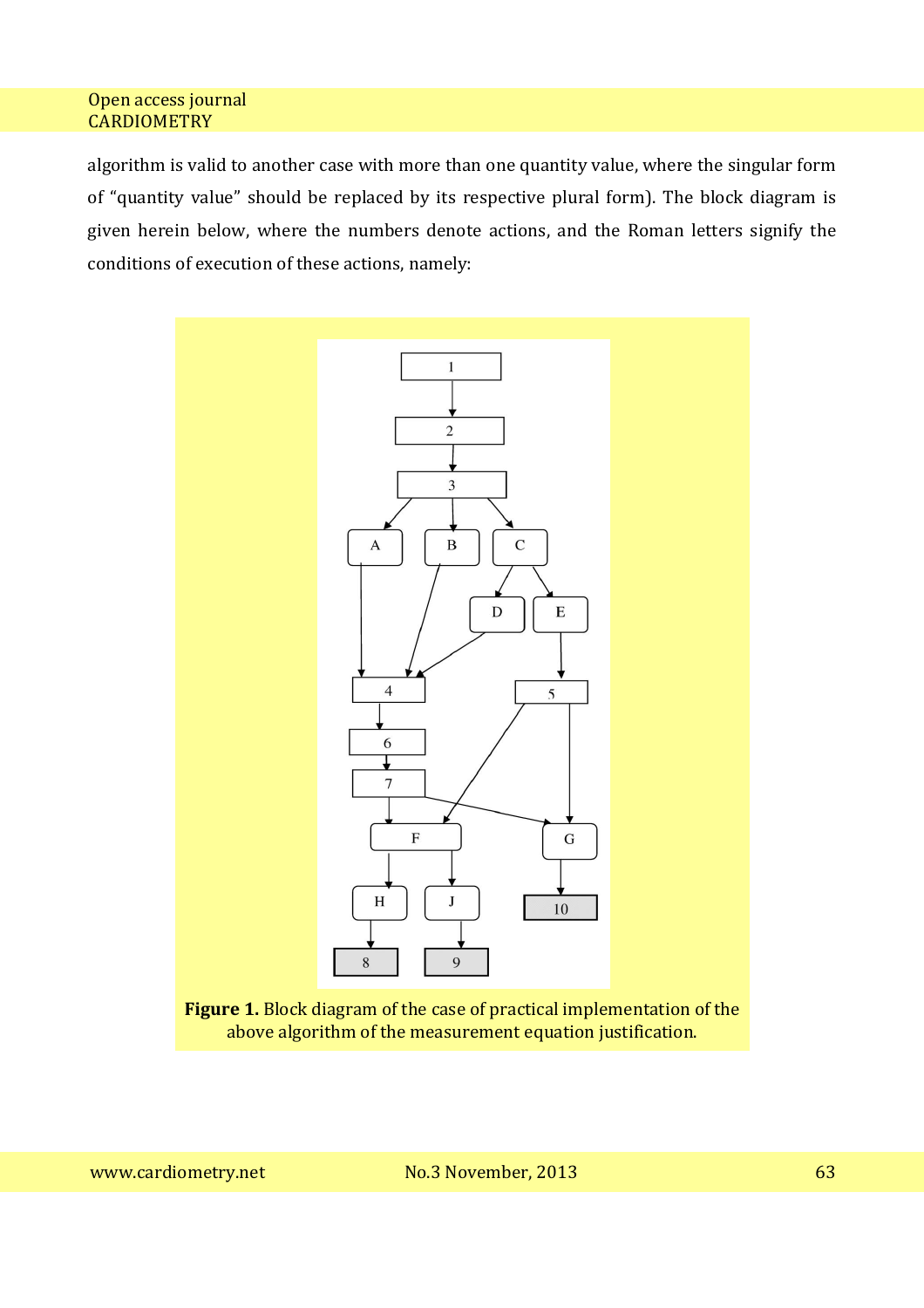algorithm is valid to another case with more than one quantity value, where the singular form of "quantity value" should be replaced by its respective plural form). The block diagram is given herein below, where the numbers denote actions, and the Roman letters signify the conditions of execution of these actions, namely:

**Figure 1.** Block diagram of the case of practical implementation of the above algorithm of the measurement equation justification.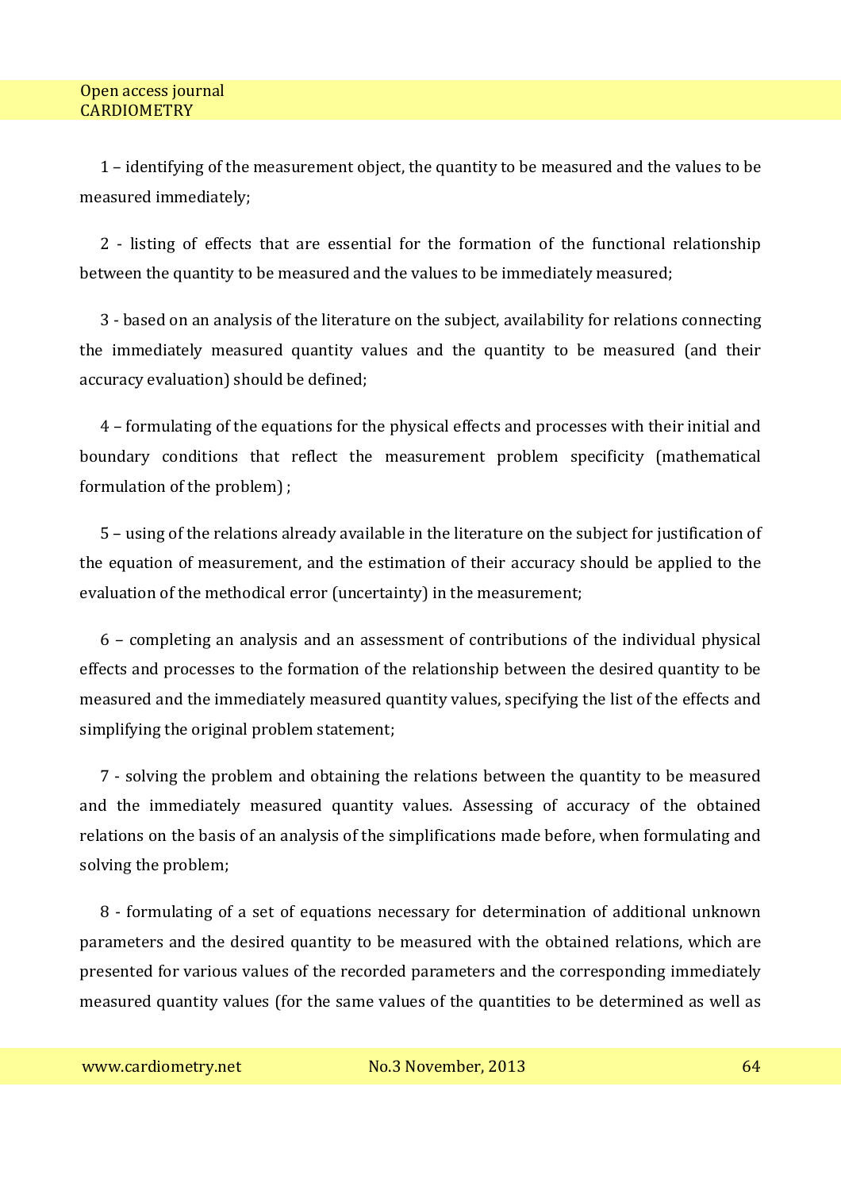1 – identifying of the measurement object, the quantity to be measured and the values to be measured immediately;

2 - listing of effects that are essential for the formation of the functional relationship between the quantity to be measured and the values to be immediately measured;

3 - based on an analysis of the literature on the subject, availability for relations connecting the immediately measured quantity values and the quantity to be measured (and their accuracy evaluation) should be defined;

4 – formulating of the equations for the physical effects and processes with their initial and boundary conditions that reflect the measurement problem specificity (mathematical formulation of the problem) ;

5 – using of the relations already available in the literature on the subject for justification of the equation of measurement, and the estimation of their accuracy should be applied to the evaluation of the methodical error (uncertainty) in the measurement;

6 – completing an analysis and an assessment of contributions of the individual physical effects and processes to the formation of the relationship between the desired quantity to be measured and the immediately measured quantity values, specifying the list of the effects and simplifying the original problem statement;

7 - solving the problem and obtaining the relations between the quantity to be measured and the immediately measured quantity values. Assessing of accuracy of the obtained relations on the basis of an analysis of the simplifications made before, when formulating and solving the problem;

8 - formulating of a set of equations necessary for determination of additional unknown parameters and the desired quantity to be measured with the obtained relations, which are presented for various values of the recorded parameters and the corresponding immediately measured quantity values (for the same values of the quantities to be determined as well as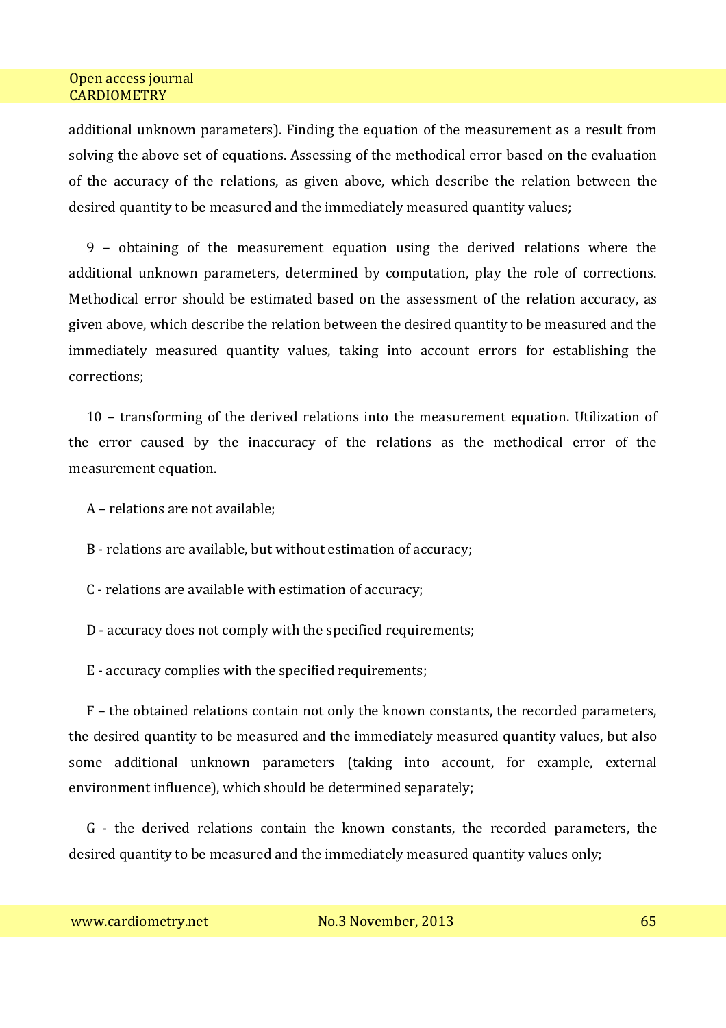additional unknown parameters). Finding the equation of the measurement as a result from solving the above set of equations. Assessing of the methodical error based on the evaluation of the accuracy of the relations, as given above, which describe the relation between the desired quantity to be measured and the immediately measured quantity values;

9 – obtaining of the measurement equation using the derived relations where the additional unknown parameters, determined by computation, play the role of corrections. Methodical error should be estimated based on the assessment of the relation accuracy, as given above, which describe the relation between the desired quantity to be measured and the immediately measured quantity values, taking into account errors for establishing the corrections;

10 – transforming of the derived relations into the measurement equation. Utilization of the error caused by the inaccuracy of the relations as the methodical error of the measurement equation.

A – relations are not available;

B - relations are available, but without estimation of accuracy;

C - relations are available with estimation of accuracy;

D - accuracy does not comply with the specified requirements;

E - accuracy complies with the specified requirements;

F – the obtained relations contain not only the known constants, the recorded parameters, the desired quantity to be measured and the immediately measured quantity values, but also some additional unknown parameters (taking into account, for example, external environment influence), which should be determined separately;

G - the derived relations contain the known constants, the recorded parameters, the desired quantity to be measured and the immediately measured quantity values only;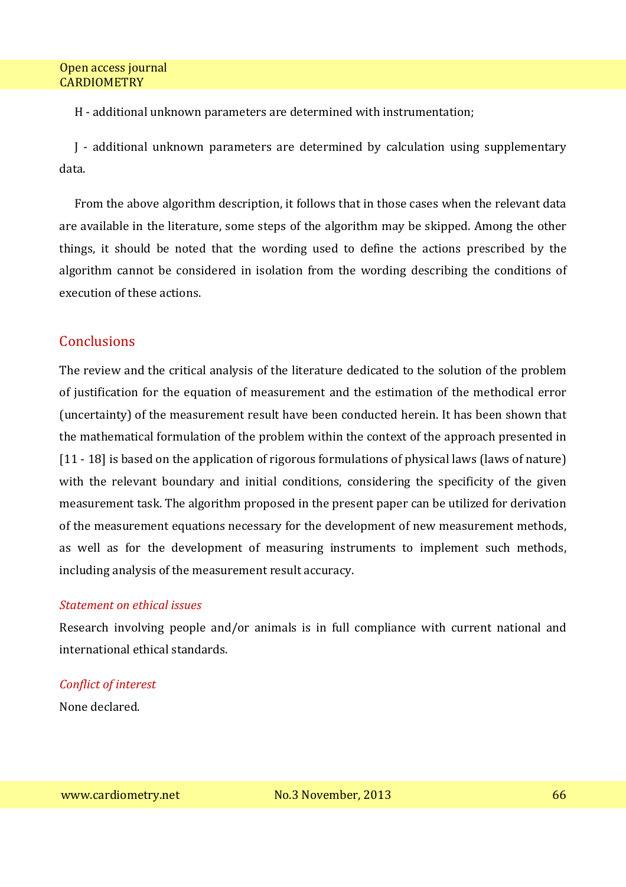H - additional unknown parameters are determined with instrumentation;

J - additional unknown parameters are determined by calculation using supplementary data.

From the above algorithm description, it follows that in those cases when the relevant data are available in the literature, some steps of the algorithm may be skipped. Among the other things, it should be noted that the wording used to define the actions prescribed by the algorithm cannot be considered in isolation from the wording describing the conditions of execution of these actions.

## Conclusions

The review and the critical analysis of the literature dedicated to the solution of the problem of justification for the equation of measurement and the estimation of the methodical error (uncertainty) of the measurement result have been conducted herein. It has been shown that the mathematical formulation of the problem within the context of the approach presented in [11 - 18] is based on the application of rigorous formulations of physical laws (laws of nature) with the relevant boundary and initial conditions, considering the specificity of the given measurement task. The algorithm proposed in the present paper can be utilized for derivation of the measurement equations necessary for the development of new measurement methods, as well as for the development of measuring instruments to implement such methods, including analysis of the measurement result accuracy.

*Statement on ethical issues*

Research involving people and/or animals is in full compliance with current national and international ethical standards.

*Conflict of interest*

None declared.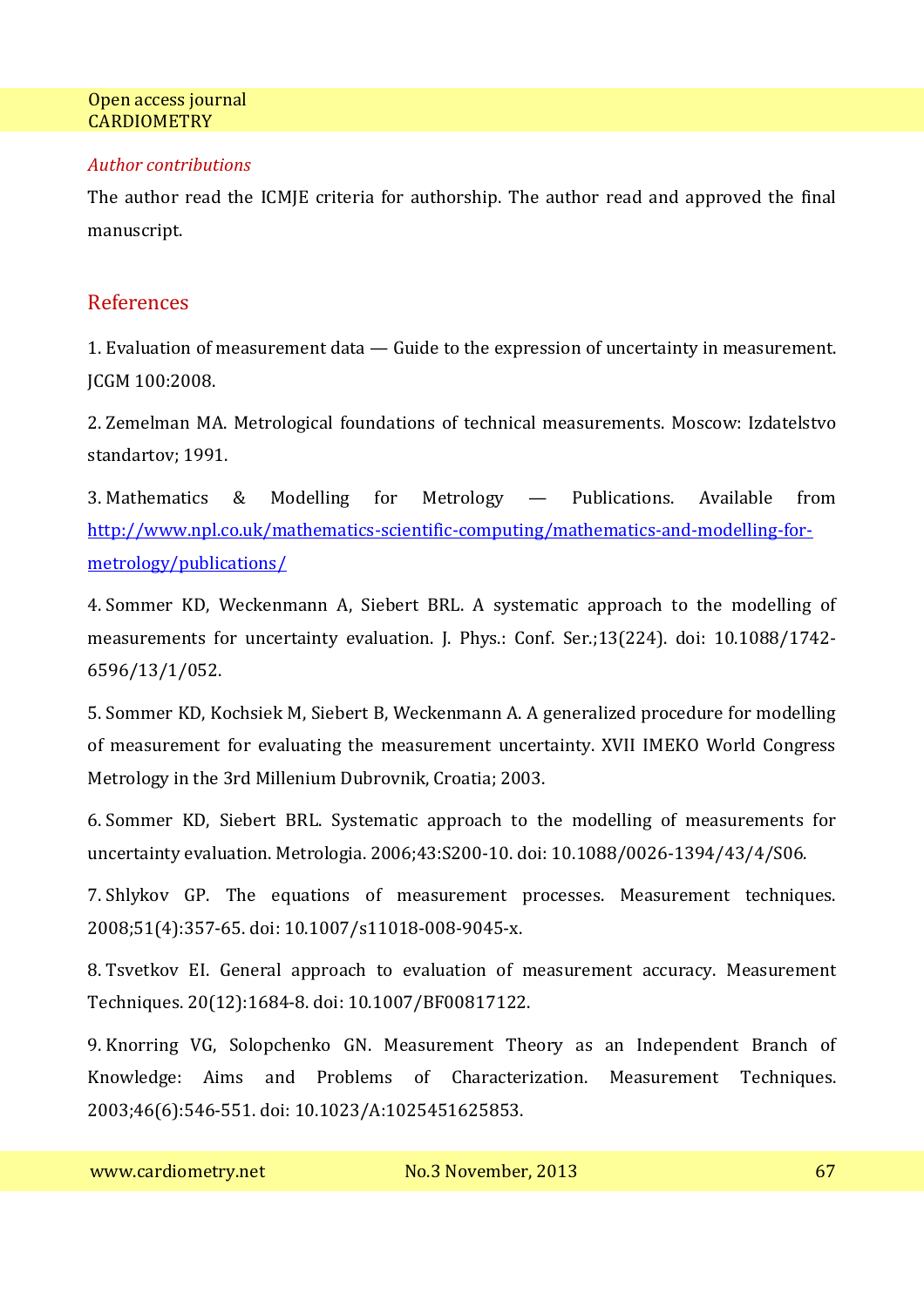*Author contributions*

The author read the ICMJE criteria for authorship. The author read and approved the final manuscript.

## References

1. Evaluation of measurement data — Guide to the expression of uncertainty in measurement. JCGM 100:2008.

2. Zemelman MA. Metrological foundations of technical measurements. Moscow: Izdatelstvo standartov; 1991.

3. Mathematics & Modelling for Metrology — Publications. Available from http://www.npl.co.uk/mathematics-scientific-computing/mathematics-and-modelling-for-metrology/publications/

4. Sommer KD, Weckenmann A, Siebert BRL. A systematic approach to the modelling of measurements for uncertainty evaluation. J. Phys.: Conf. Ser.;13(224). doi: 10.1088/1742-6596/13/1/052.

5. Sommer KD, Kochsiek M, Siebert B, Weckenmann A. A generalized procedure for modelling of measurement for evaluating the measurement uncertainty. XVII IMEKO World Congress Metrology in the 3rd Millenium Dubrovnik, Croatia; 2003.

6. Sommer KD, Siebert BRL. Systematic approach to the modelling of measurements for uncertainty evaluation. Metrologia. 2006;43:S200-10. doi: 10.1088/0026-1394/43/4/S06.

7. Shlykov GP. The equations of measurement processes. Measurement techniques. 2008;51(4):357-65. doi: 10.1007/s11018-008-9045-x.

8. Tsvetkov EI. General approach to evaluation of measurement accuracy. Measurement Techniques. 20(12):1684-8. doi: 10.1007/BF00817122.

9. Knorring VG, Solopchenko GN. Measurement Theory as an Independent Branch of Knowledge: Aims and Problems of Characterization. Measurement Techniques. 2003;46(6):546-551. doi: 10.1023/A:1025451625853.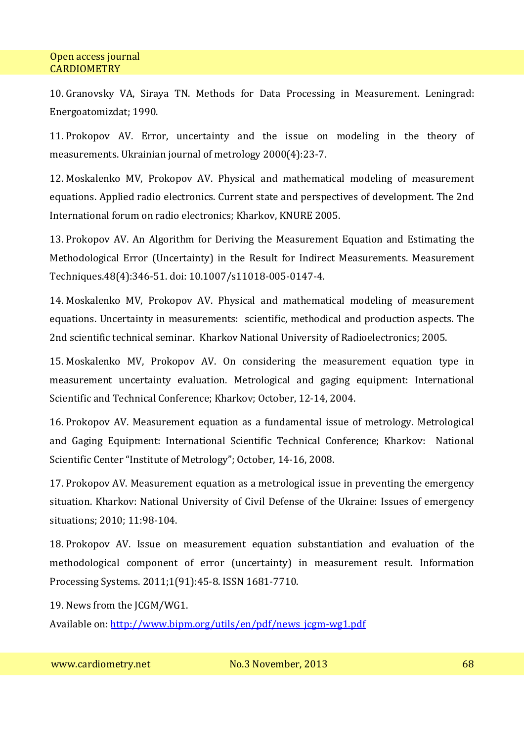10. Granovsky VA, Siraya TN. Methods for Data Processing in Measurement. Leningrad: Energoatomizdat; 1990.

11. Prokopov AV. Error, uncertainty and the issue on modeling in the theory of measurements. Ukrainian journal of metrology 2000(4):23-7.

12. Moskalenko MV, Prokopov AV. Physical and mathematical modeling of measurement equations. Applied radio electronics. Current state and perspectives of development. The 2nd International forum on radio electronics; Kharkov, KNURE 2005.

13. Prokopov AV. An Algorithm for Deriving the Measurement Equation and Estimating the Methodological Error (Uncertainty) in the Result for Indirect Measurements. Measurement Techniques.48(4):346-51. doi: 10.1007/s11018-005-0147-4.

14. Moskalenko MV, Prokopov AV. Physical and mathematical modeling of measurement equations. Uncertainty in measurements: scientific, methodical and production aspects. The 2nd scientific technical seminar. Kharkov National University of Radioelectronics; 2005.

15. Moskalenko MV, Prokopov AV. On considering the measurement equation type in measurement uncertainty evaluation. Metrological and gaging equipment: International Scientific and Technical Conference; Kharkov; October, 12-14, 2004.

16. Prokopov AV. Measurement equation as a fundamental issue of metrology. Metrological and Gaging Equipment: International Scientific Technical Conference; Kharkov: National Scientific Center "Institute of Metrology"; October, 14-16, 2008.

17. Prokopov AV. Measurement equation as a metrological issue in preventing the emergency situation. Kharkov: National University of Civil Defense of the Ukraine: Issues of emergency situations; 2010; 11:98-104.

18. Prokopov AV. Issue on measurement equation substantiation and evaluation of the methodological component of error (uncertainty) in measurement result. Information Processing Systems. 2011;1(91):45-8. ISSN 1681-7710.

19. News from the JCGM/WG1.
Available on: http://www.bipm.org/utils/en/pdf/news_jcgm-wg1.pdf